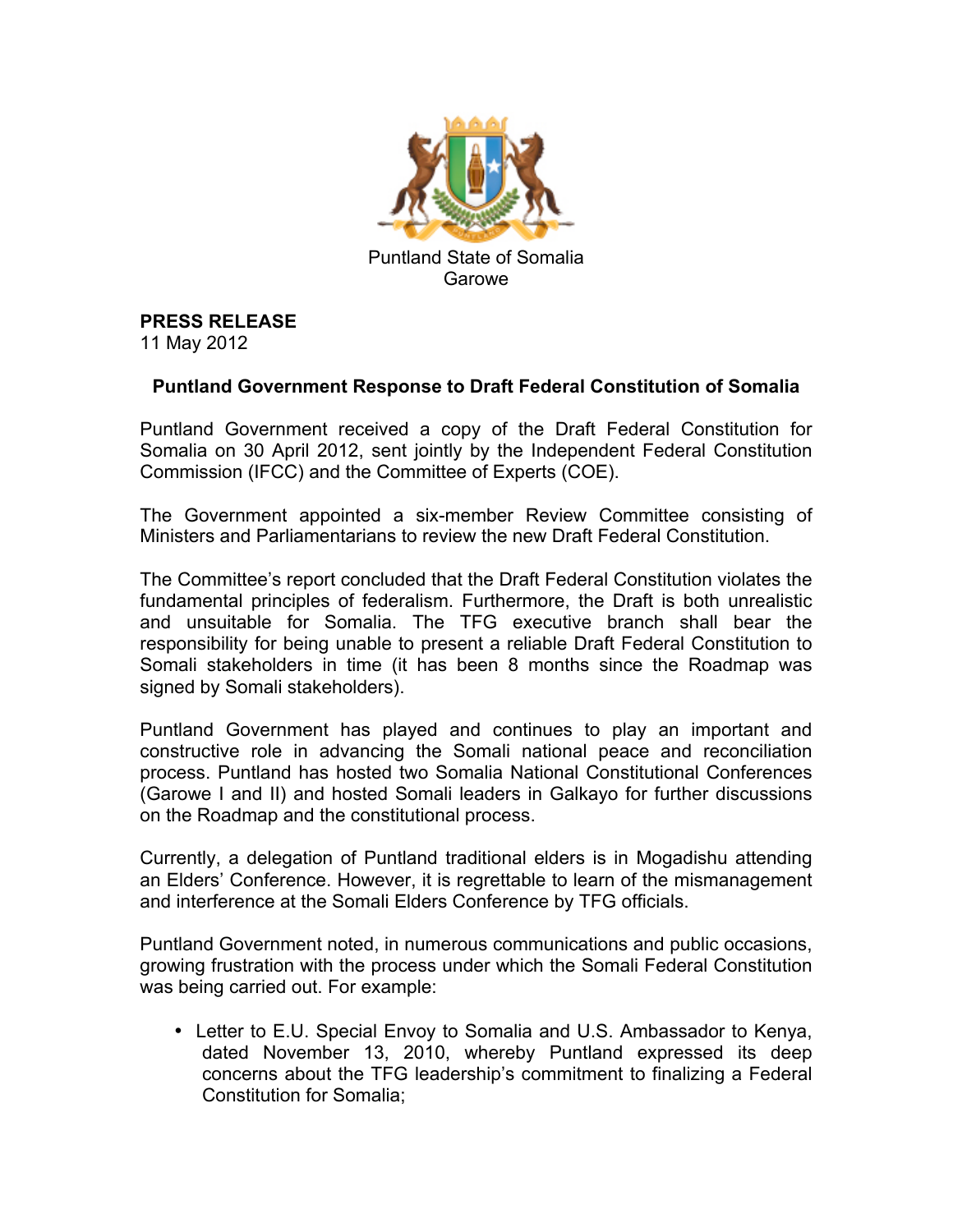Puntland State of Somalia
Garowe

**PRESS RELEASE**
11 May 2012

## Puntland Government Response to Draft Federal Constitution of Somalia

Puntland Government received a copy of the Draft Federal Constitution for Somalia on 30 April 2012, sent jointly by the Independent Federal Constitution Commission (IFCC) and the Committee of Experts (COE).

The Government appointed a six-member Review Committee consisting of Ministers and Parliamentarians to review the new Draft Federal Constitution.

The Committee's report concluded that the Draft Federal Constitution violates the fundamental principles of federalism. Furthermore, the Draft is both unrealistic and unsuitable for Somalia. The TFG executive branch shall bear the responsibility for being unable to present a reliable Draft Federal Constitution to Somali stakeholders in time (it has been 8 months since the Roadmap was signed by Somali stakeholders).

Puntland Government has played and continues to play an important and constructive role in advancing the Somali national peace and reconciliation process. Puntland has hosted two Somalia National Constitutional Conferences (Garowe I and II) and hosted Somali leaders in Galkayo for further discussions on the Roadmap and the constitutional process.

Currently, a delegation of Puntland traditional elders is in Mogadishu attending an Elders' Conference. However, it is regrettable to learn of the mismanagement and interference at the Somali Elders Conference by TFG officials.

Puntland Government noted, in numerous communications and public occasions, growing frustration with the process under which the Somali Federal Constitution was being carried out. For example:

- Letter to E.U. Special Envoy to Somalia and U.S. Ambassador to Kenya, dated November 13, 2010, whereby Puntland expressed its deep concerns about the TFG leadership's commitment to finalizing a Federal Constitution for Somalia;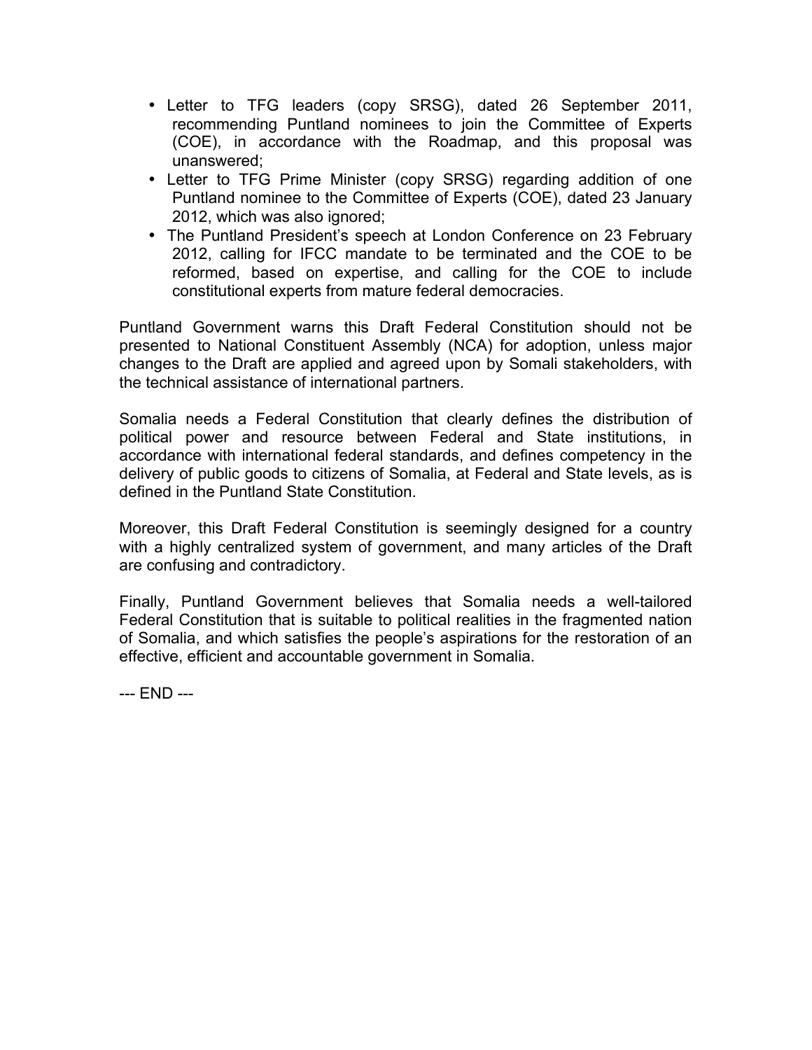- Letter to TFG leaders (copy SRSG), dated 26 September 2011, recommending Puntland nominees to join the Committee of Experts (COE), in accordance with the Roadmap, and this proposal was unanswered;
- Letter to TFG Prime Minister (copy SRSG) regarding addition of one Puntland nominee to the Committee of Experts (COE), dated 23 January 2012, which was also ignored;
- The Puntland President's speech at London Conference on 23 February 2012, calling for IFCC mandate to be terminated and the COE to be reformed, based on expertise, and calling for the COE to include constitutional experts from mature federal democracies.

Puntland Government warns this Draft Federal Constitution should not be presented to National Constituent Assembly (NCA) for adoption, unless major changes to the Draft are applied and agreed upon by Somali stakeholders, with the technical assistance of international partners.

Somalia needs a Federal Constitution that clearly defines the distribution of political power and resource between Federal and State institutions, in accordance with international federal standards, and defines competency in the delivery of public goods to citizens of Somalia, at Federal and State levels, as is defined in the Puntland State Constitution.

Moreover, this Draft Federal Constitution is seemingly designed for a country with a highly centralized system of government, and many articles of the Draft are confusing and contradictory.

Finally, Puntland Government believes that Somalia needs a well-tailored Federal Constitution that is suitable to political realities in the fragmented nation of Somalia, and which satisfies the people's aspirations for the restoration of an effective, efficient and accountable government in Somalia.

--- END ---